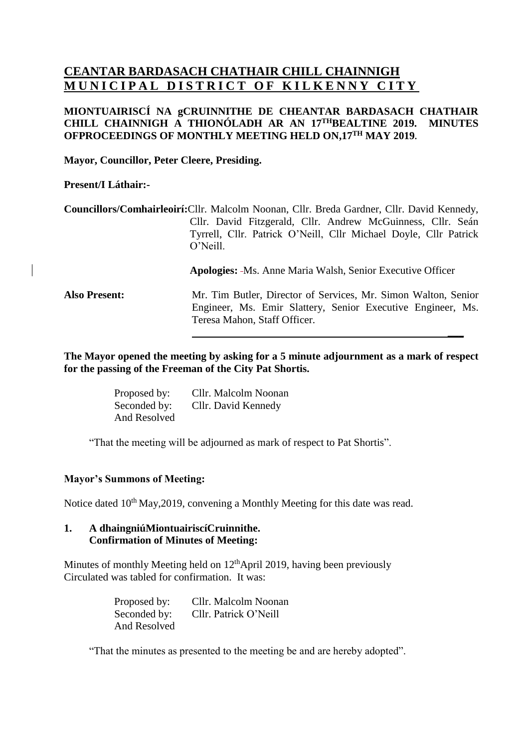# CEANTAR BARDASACH CHATHAIR CHILL CHAINNIGH
# MUNICIPAL DISTRICT OF KILKENNY CITY

**MIONTUAIRISCÍ NA gCRUINNITHE DE CHEANTAR BARDASACH CHATHAIR CHILL CHAINNIGH A THIONÓLADH AR AN 17THBEALTINE 2019. MINUTES OFPROCEEDINGS OF MONTHLY MEETING HELD ON,17TH MAY 2019.**

**Mayor, Councillor, Peter Cleere, Presiding.**

**Present/I Láthair:-**

**Councillors/Comhairleoirí:** Cllr. Malcolm Noonan, Cllr. Breda Gardner, Cllr. David Kennedy, Cllr. David Fitzgerald, Cllr. Andrew McGuinness, Cllr. Seán Tyrrell, Cllr. Patrick O'Neill, Cllr Michael Doyle, Cllr Patrick O'Neill.

**Apologies:** -Ms. Anne Maria Walsh, Senior Executive Officer

**Also Present:** Mr. Tim Butler, Director of Services, Mr. Simon Walton, Senior Engineer, Ms. Emir Slattery, Senior Executive Engineer, Ms. Teresa Mahon, Staff Officer.

---

**The Mayor opened the meeting by asking for a 5 minute adjournment as a mark of respect for the passing of the Freeman of the City Pat Shortis.**

Proposed by: Cllr. Malcolm Noonan
Seconded by: Cllr. David Kennedy
And Resolved

"That the meeting will be adjourned as mark of respect to Pat Shortis".

### Mayor's Summons of Meeting:

Notice dated 10th May,2019, convening a Monthly Meeting for this date was read.

### 1. A dhaingniúMiontuairiscíCruinnithe. Confirmation of Minutes of Meeting:

Minutes of monthly Meeting held on 12thApril 2019, having been previously Circulated was tabled for confirmation. It was:

Proposed by: Cllr. Malcolm Noonan
Seconded by: Cllr. Patrick O'Neill
And Resolved

"That the minutes as presented to the meeting be and are hereby adopted".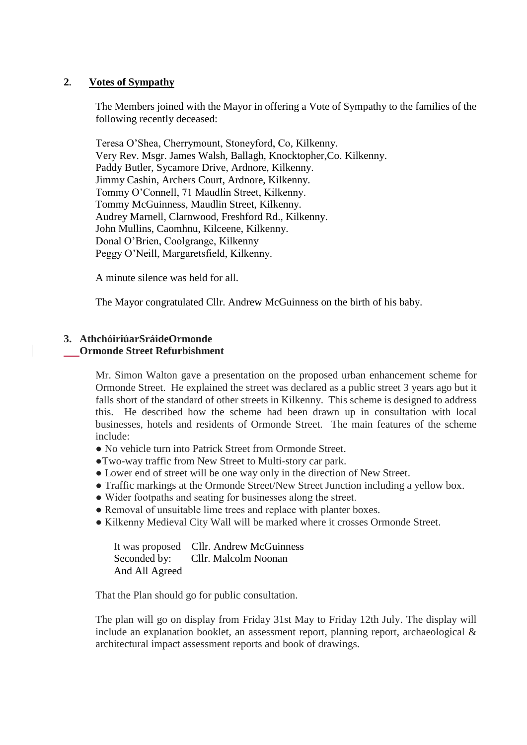## 2. Votes of Sympathy

The Members joined with the Mayor in offering a Vote of Sympathy to the families of the following recently deceased:

Teresa O'Shea, Cherrymount, Stoneyford, Co, Kilkenny.
Very Rev. Msgr. James Walsh, Ballagh, Knocktopher,Co. Kilkenny.
Paddy Butler, Sycamore Drive, Ardnore, Kilkenny.
Jimmy Cashin, Archers Court, Ardnore, Kilkenny.
Tommy O'Connell, 71 Maudlin Street, Kilkenny.
Tommy McGuinness, Maudlin Street, Kilkenny.
Audrey Marnell, Clarnwood, Freshford Rd., Kilkenny.
John Mullins, Caomhnu, Kilceene, Kilkenny.
Donal O'Brien, Coolgrange, Kilkenny
Peggy O'Neill, Margaretsfield, Kilkenny.

A minute silence was held for all.

The Mayor congratulated Cllr. Andrew McGuinness on the birth of his baby.

## 3. AthchóiriúarSráideOrmonde
## Ormonde Street Refurbishment

Mr. Simon Walton gave a presentation on the proposed urban enhancement scheme for Ormonde Street. He explained the street was declared as a public street 3 years ago but it falls short of the standard of other streets in Kilkenny. This scheme is designed to address this. He described how the scheme had been drawn up in consultation with local businesses, hotels and residents of Ormonde Street. The main features of the scheme include:

- No vehicle turn into Patrick Street from Ormonde Street.
- Two-way traffic from New Street to Multi-story car park.
- Lower end of street will be one way only in the direction of New Street.
- Traffic markings at the Ormonde Street/New Street Junction including a yellow box.
- Wider footpaths and seating for businesses along the street.
- Removal of unsuitable lime trees and replace with planter boxes.
- Kilkenny Medieval City Wall will be marked where it crosses Ormonde Street.

It was proposed Cllr. Andrew McGuinness
Seconded by: Cllr. Malcolm Noonan
And All Agreed

That the Plan should go for public consultation.

The plan will go on display from Friday 31st May to Friday 12th July. The display will include an explanation booklet, an assessment report, planning report, archaeological & architectural impact assessment reports and book of drawings.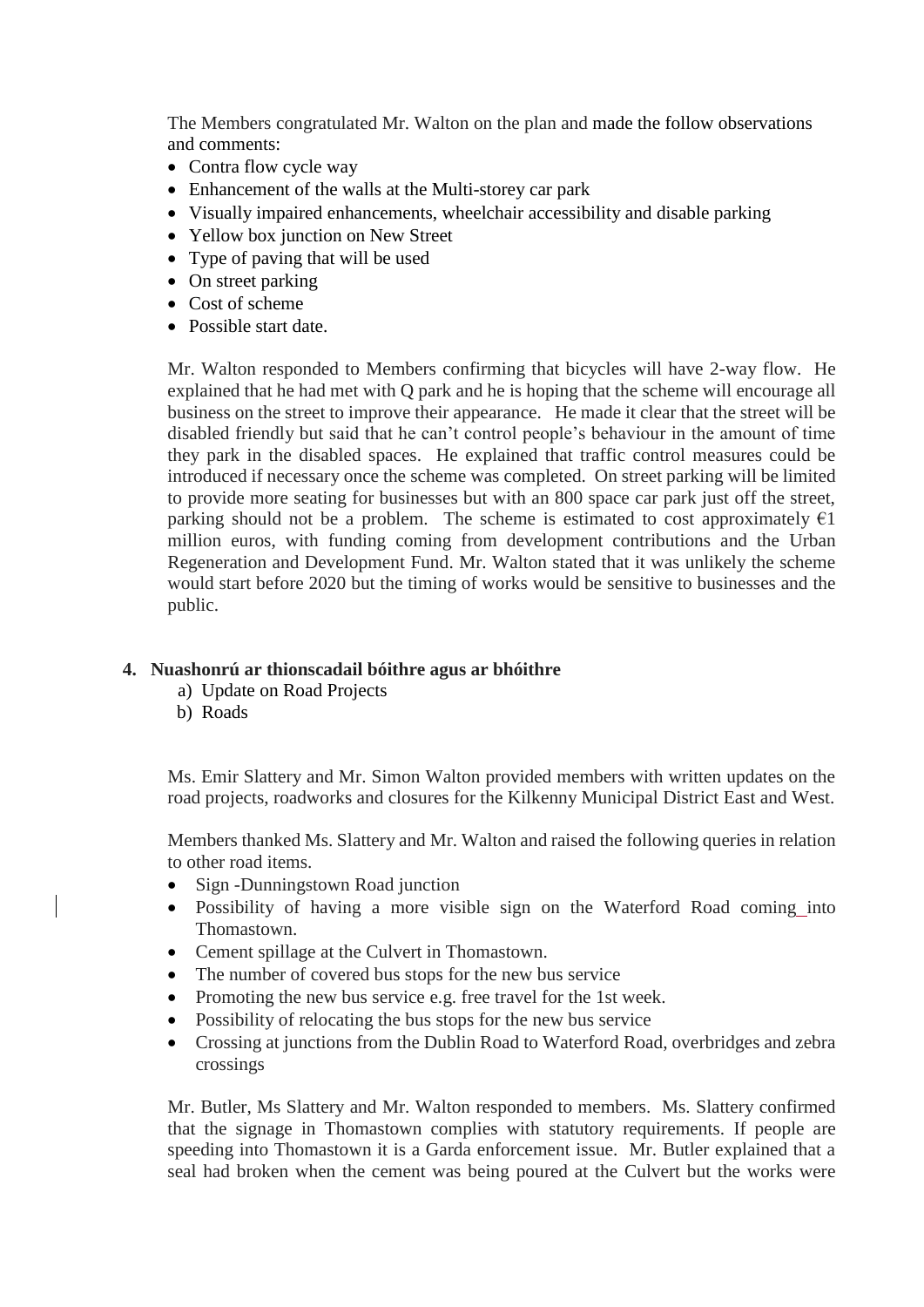The Members congratulated Mr. Walton on the plan and made the follow observations and comments:

- Contra flow cycle way
- Enhancement of the walls at the Multi-storey car park
- Visually impaired enhancements, wheelchair accessibility and disable parking
- Yellow box junction on New Street
- Type of paving that will be used
- On street parking
- Cost of scheme
- Possible start date.

Mr. Walton responded to Members confirming that bicycles will have 2-way flow. He explained that he had met with Q park and he is hoping that the scheme will encourage all business on the street to improve their appearance. He made it clear that the street will be disabled friendly but said that he can't control people's behaviour in the amount of time they park in the disabled spaces. He explained that traffic control measures could be introduced if necessary once the scheme was completed. On street parking will be limited to provide more seating for businesses but with an 800 space car park just off the street, parking should not be a problem. The scheme is estimated to cost approximately €1 million euros, with funding coming from development contributions and the Urban Regeneration and Development Fund. Mr. Walton stated that it was unlikely the scheme would start before 2020 but the timing of works would be sensitive to businesses and the public.

**4. Nuashonrú ar thionscadail bóithre agus ar bhóithre**

a) Update on Road Projects
b) Roads

Ms. Emir Slattery and Mr. Simon Walton provided members with written updates on the road projects, roadworks and closures for the Kilkenny Municipal District East and West.

Members thanked Ms. Slattery and Mr. Walton and raised the following queries in relation to other road items.

- Sign -Dunningstown Road junction
- Possibility of having a more visible sign on the Waterford Road coming_into Thomastown.
- Cement spillage at the Culvert in Thomastown.
- The number of covered bus stops for the new bus service
- Promoting the new bus service e.g. free travel for the 1st week.
- Possibility of relocating the bus stops for the new bus service
- Crossing at junctions from the Dublin Road to Waterford Road, overbridges and zebra crossings

Mr. Butler, Ms Slattery and Mr. Walton responded to members. Ms. Slattery confirmed that the signage in Thomastown complies with statutory requirements. If people are speeding into Thomastown it is a Garda enforcement issue. Mr. Butler explained that a seal had broken when the cement was being poured at the Culvert but the works were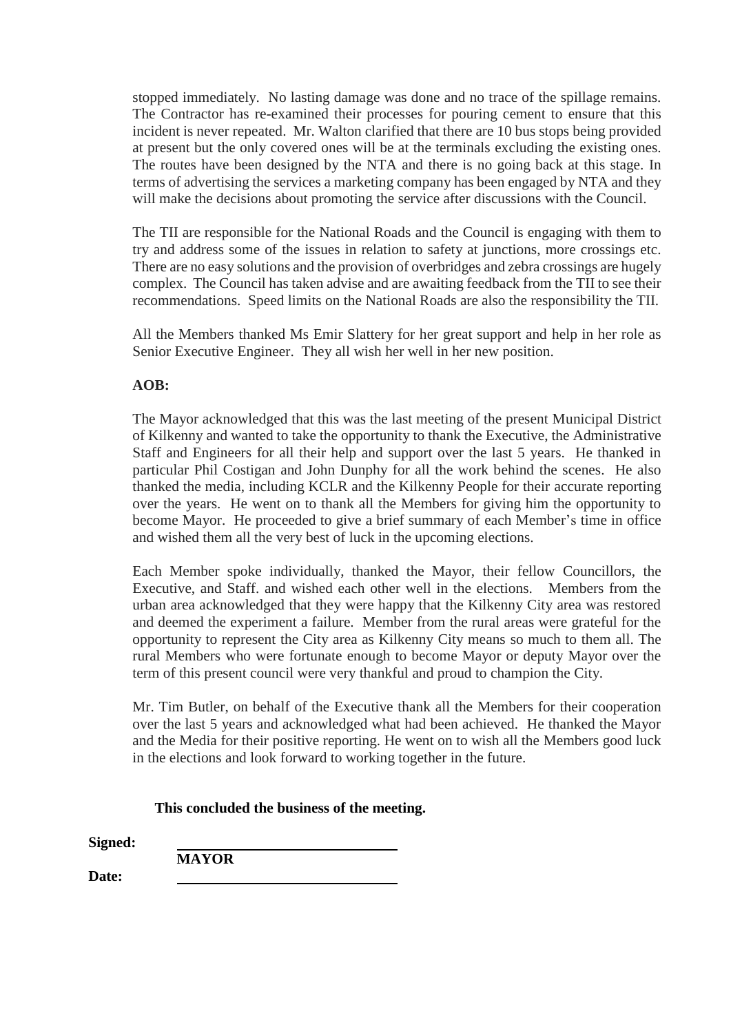stopped immediately. No lasting damage was done and no trace of the spillage remains. The Contractor has re-examined their processes for pouring cement to ensure that this incident is never repeated. Mr. Walton clarified that there are 10 bus stops being provided at present but the only covered ones will be at the terminals excluding the existing ones. The routes have been designed by the NTA and there is no going back at this stage. In terms of advertising the services a marketing company has been engaged by NTA and they will make the decisions about promoting the service after discussions with the Council.

The TII are responsible for the National Roads and the Council is engaging with them to try and address some of the issues in relation to safety at junctions, more crossings etc. There are no easy solutions and the provision of overbridges and zebra crossings are hugely complex. The Council has taken advise and are awaiting feedback from the TII to see their recommendations. Speed limits on the National Roads are also the responsibility the TII.

All the Members thanked Ms Emir Slattery for her great support and help in her role as Senior Executive Engineer. They all wish her well in her new position.

**AOB:**

The Mayor acknowledged that this was the last meeting of the present Municipal District of Kilkenny and wanted to take the opportunity to thank the Executive, the Administrative Staff and Engineers for all their help and support over the last 5 years. He thanked in particular Phil Costigan and John Dunphy for all the work behind the scenes. He also thanked the media, including KCLR and the Kilkenny People for their accurate reporting over the years. He went on to thank all the Members for giving him the opportunity to become Mayor. He proceeded to give a brief summary of each Member's time in office and wished them all the very best of luck in the upcoming elections.

Each Member spoke individually, thanked the Mayor, their fellow Councillors, the Executive, and Staff. and wished each other well in the elections. Members from the urban area acknowledged that they were happy that the Kilkenny City area was restored and deemed the experiment a failure. Member from the rural areas were grateful for the opportunity to represent the City area as Kilkenny City means so much to them all. The rural Members who were fortunate enough to become Mayor or deputy Mayor over the term of this present council were very thankful and proud to champion the City.

Mr. Tim Butler, on behalf of the Executive thank all the Members for their cooperation over the last 5 years and acknowledged what had been achieved. He thanked the Mayor and the Media for their positive reporting. He went on to wish all the Members good luck in the elections and look forward to working together in the future.

**This concluded the business of the meeting.**

**Signed:** \_\_\_\_\_\_\_\_\_\_\_\_\_\_\_\_\_\_\_\_\_\_\_\_\_\_\_\_

**MAYOR**

**Date:** \_\_\_\_\_\_\_\_\_\_\_\_\_\_\_\_\_\_\_\_\_\_\_\_\_\_\_\_